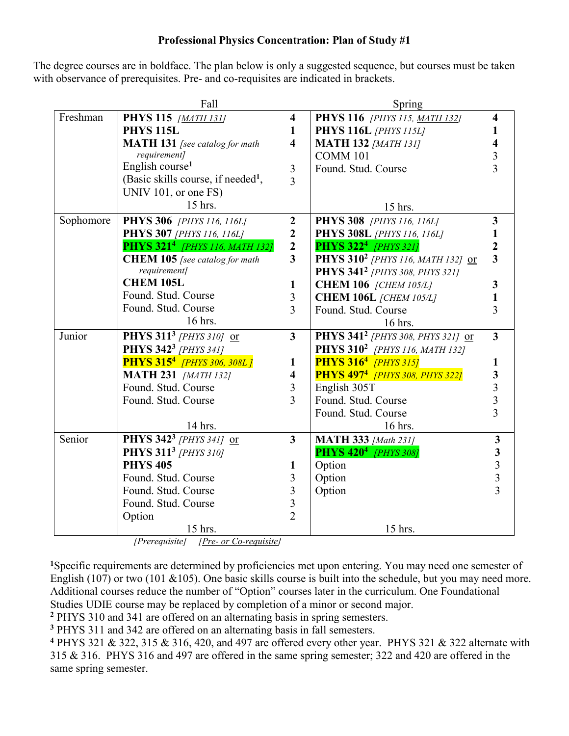**Professional Physics Concentration: Plan of Study #1**

The degree courses are in boldface. The plan below is only a suggested sequence, but courses must be taken with observance of prerequisites. Pre- and co-requisites are indicated in brackets.

| | Fall | | Spring | |
|---|---|---|---|---|
| Freshman | **PHYS 115** *[MATH 131]* | **4** | **PHYS 116** *[PHYS 115, MATH 132]* | **4** |
| | **PHYS 115L** | **1** | **PHYS 116L** *[PHYS 115L]* | **1** |
| | **MATH 131** *[see catalog for math requirement]* | **4** | **MATH 132** *[MATH 131]* | **4** |
| | English course[1] | 3 | COMM 101 | 3 |
| | (Basic skills course, if needed[1], UNIV 101, or one FS) | 3 | Found. Stud. Course | 3 |
| | 15 hrs. | | 15 hrs. | |
| Sophomore | **PHYS 306** *[PHYS 116, 116L]* | **2** | **PHYS 308** *[PHYS 116, 116L]* | **3** |
| | **PHYS 307** *[PHYS 116, 116L]* | **2** | **PHYS 308L** *[PHYS 116, 116L]* | **1** |
| | **PHYS 321**[4] *[PHYS 116, MATH 132]* | **2** | **PHYS 322**[4] *[PHYS 321]* | **2** |
| | **CHEM 105** *[see catalog for math requirement]* | **3** | **PHYS 310**[2] *[PHYS 116, MATH 132]* or **PHYS 341**[2] *[PHYS 308, PHYS 321]* | **3** |
| | **CHEM 105L** | **1** | **CHEM 106** *[CHEM 105/L]* | **3** |
| | Found. Stud. Course | 3 | **CHEM 106L** *[CHEM 105/L]* | **1** |
| | Found. Stud. Course | 3 | Found. Stud. Course | 3 |
| | 16 hrs. | | 16 hrs. | |
| Junior | **PHYS 311**[3] *[PHYS 310]* or **PHYS 342**[3] *[PHYS 341]* | **3** | **PHYS 341**[2] *[PHYS 308, PHYS 321]* or **PHYS 310**[2] *[PHYS 116, MATH 132]* | **3** |
| | **PHYS 315**[4] *[PHYS 306, 308L]* | **1** | **PHYS 316**[4] *[PHYS 315]* | **1** |
| | **MATH 231** *[MATH 132]* | **4** | **PHYS 497**[4] *[PHYS 308, PHYS 322]* | **3** |
| | Found. Stud. Course | 3 | English 305T | 3 |
| | Found. Stud. Course | 3 | Found. Stud. Course | 3 |
| | | | Found. Stud. Course | 3 |
| | 14 hrs. | | 16 hrs. | |
| Senior | **PHYS 342**[3] *[PHYS 341]* or **PHYS 311**[3] *[PHYS 310]* | **3** | **MATH 333** *[Math 231]* | **3** |
| | **PHYS 405** | **1** | **PHYS 420**[4] *[PHYS 308]* | **3** |
| | Found. Stud. Course | 3 | Option | 3 |
| | Found. Stud. Course | 3 | Option | 3 |
| | Found. Stud. Course | 3 | Option | 3 |
| | Option | 2 | | |
| | 15 hrs. | | 15 hrs. | |

*[Prerequisite]* *[Pre- or Co-requisite]*

[1]Specific requirements are determined by proficiencies met upon entering. You may need one semester of English (107) or two (101 &105). One basic skills course is built into the schedule, but you may need more. Additional courses reduce the number of "Option" courses later in the curriculum. One Foundational Studies UDIE course may be replaced by completion of a minor or second major.

[2] PHYS 310 and 341 are offered on an alternating basis in spring semesters.

[3] PHYS 311 and 342 are offered on an alternating basis in fall semesters.

[4] PHYS 321 & 322, 315 & 316, 420, and 497 are offered every other year. PHYS 321 & 322 alternate with 315 & 316. PHYS 316 and 497 are offered in the same spring semester; 322 and 420 are offered in the same spring semester.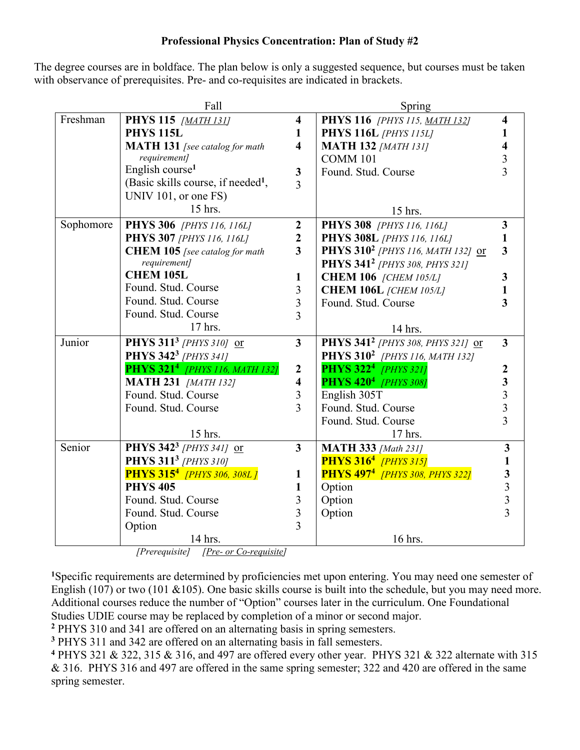**Professional Physics Concentration: Plan of Study #2**

The degree courses are in boldface. The plan below is only a suggested sequence, but courses must be taken with observance of prerequisites. Pre- and co-requisites are indicated in brackets.

| | Fall | | Spring | |
|---|---|---|---|---|
| Freshman | **PHYS 115** *[MATH 131]*<br>**PHYS 115L**<br>**MATH 131** *[see catalog for math requirement]*<br>English course[1]<br>(Basic skills course, if needed[1], UNIV 101, or one FS)<br>15 hrs. | **4**<br>**1**<br>**4**<br>**3**<br>3 | **PHYS 116** *[PHYS 115, MATH 132]*<br>**PHYS 116L** *[PHYS 115L]*<br>**MATH 132** *[MATH 131]*<br>COMM 101<br>Found. Stud. Course<br>15 hrs. | **4**<br>**1**<br>**4**<br>3<br>3 |
| Sophomore | **PHYS 306** *[PHYS 116, 116L]*<br>**PHYS 307** *[PHYS 116, 116L]*<br>**CHEM 105** *[see catalog for math requirement]*<br>**CHEM 105L**<br>Found. Stud. Course<br>Found. Stud. Course<br>Found. Stud. Course<br>17 hrs. | **2**<br>**2**<br>**3**<br>**1**<br>3<br>3<br>3 | **PHYS 308** *[PHYS 116, 116L]*<br>**PHYS 308L** *[PHYS 116, 116L]*<br>**PHYS 310**[2] *[PHYS 116, MATH 132]* or<br>**PHYS 341**[2] *[PHYS 308, PHYS 321]*<br>**CHEM 106** *[CHEM 105/L]*<br>**CHEM 106L** *[CHEM 105/L]*<br>Found. Stud. Course<br>14 hrs. | **3**<br>**1**<br>**3**<br><br>**3**<br>**1**<br>**3** |
| Junior | **PHYS 311**[3] *[PHYS 310]* or<br>**PHYS 342**[3] *[PHYS 341]*<br>**PHYS 321**[4] *[PHYS 116, MATH 132]*<br>**MATH 231** *[MATH 132]*<br>Found. Stud. Course<br>Found. Stud. Course<br>15 hrs. | **3**<br><br>**2**<br>**4**<br>3<br>3 | **PHYS 341**[2] *[PHYS 308, PHYS 321]* or<br>**PHYS 310**[2] *[PHYS 116, MATH 132]*<br>**PHYS 322**[4] *[PHYS 321]*<br>**PHYS 420**[4] *[PHYS 308]*<br>English 305T<br>Found. Stud. Course<br>Found. Stud. Course<br>17 hrs. | **3**<br><br>**2**<br>**3**<br>3<br>3<br>3 |
| Senior | **PHYS 342**[3] *[PHYS 341]* or<br>**PHYS 311**[3] *[PHYS 310]*<br>**PHYS 315**[4] *[PHYS 306, 308L ]*<br>**PHYS 405**<br>Found. Stud. Course<br>Found. Stud. Course<br>Option<br>14 hrs. | **3**<br><br>**1**<br>**1**<br>3<br>3<br>3 | **MATH 333** *[Math 231]*<br>**PHYS 316**[4] *[PHYS 315]*<br>**PHYS 497**[4] *[PHYS 308, PHYS 322]*<br>Option<br>Option<br>Option<br>16 hrs. | **3**<br>**1**<br>**3**<br>3<br>3<br>3 |

*[Prerequisite]* *[Pre- or Co-requisite]*

[1]Specific requirements are determined by proficiencies met upon entering. You may need one semester of English (107) or two (101 &105). One basic skills course is built into the schedule, but you may need more. Additional courses reduce the number of "Option" courses later in the curriculum. One Foundational Studies UDIE course may be replaced by completion of a minor or second major.

[2] PHYS 310 and 341 are offered on an alternating basis in spring semesters.

[3] PHYS 311 and 342 are offered on an alternating basis in fall semesters.

[4] PHYS 321 & 322, 315 & 316, and 497 are offered every other year. PHYS 321 & 322 alternate with 315 & 316. PHYS 316 and 497 are offered in the same spring semester; 322 and 420 are offered in the same spring semester.